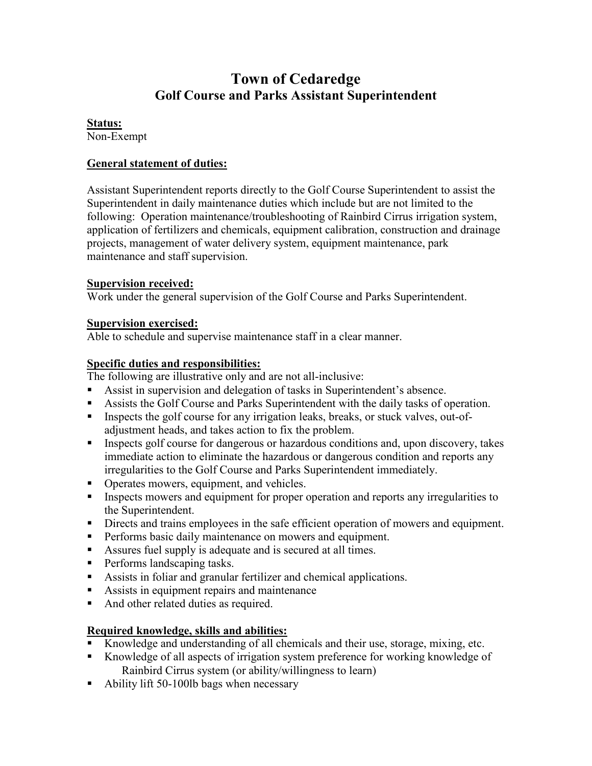# Town of Cedaredge
## Golf Course and Parks Assistant Superintendent

**Status:**
Non-Exempt

**General statement of duties:**

Assistant Superintendent reports directly to the Golf Course Superintendent to assist the Superintendent in daily maintenance duties which include but are not limited to the following: Operation maintenance/troubleshooting of Rainbird Cirrus irrigation system, application of fertilizers and chemicals, equipment calibration, construction and drainage projects, management of water delivery system, equipment maintenance, park maintenance and staff supervision.

**Supervision received:**
Work under the general supervision of the Golf Course and Parks Superintendent.

**Supervision exercised:**
Able to schedule and supervise maintenance staff in a clear manner.

**Specific duties and responsibilities:**
The following are illustrative only and are not all-inclusive:

- Assist in supervision and delegation of tasks in Superintendent's absence.
- Assists the Golf Course and Parks Superintendent with the daily tasks of operation.
- Inspects the golf course for any irrigation leaks, breaks, or stuck valves, out-of-adjustment heads, and takes action to fix the problem.
- Inspects golf course for dangerous or hazardous conditions and, upon discovery, takes immediate action to eliminate the hazardous or dangerous condition and reports any irregularities to the Golf Course and Parks Superintendent immediately.
- Operates mowers, equipment, and vehicles.
- Inspects mowers and equipment for proper operation and reports any irregularities to the Superintendent.
- Directs and trains employees in the safe efficient operation of mowers and equipment.
- Performs basic daily maintenance on mowers and equipment.
- Assures fuel supply is adequate and is secured at all times.
- Performs landscaping tasks.
- Assists in foliar and granular fertilizer and chemical applications.
- Assists in equipment repairs and maintenance
- And other related duties as required.

**Required knowledge, skills and abilities:**

- Knowledge and understanding of all chemicals and their use, storage, mixing, etc.
- Knowledge of all aspects of irrigation system preference for working knowledge of Rainbird Cirrus system (or ability/willingness to learn)
- Ability lift 50-100lb bags when necessary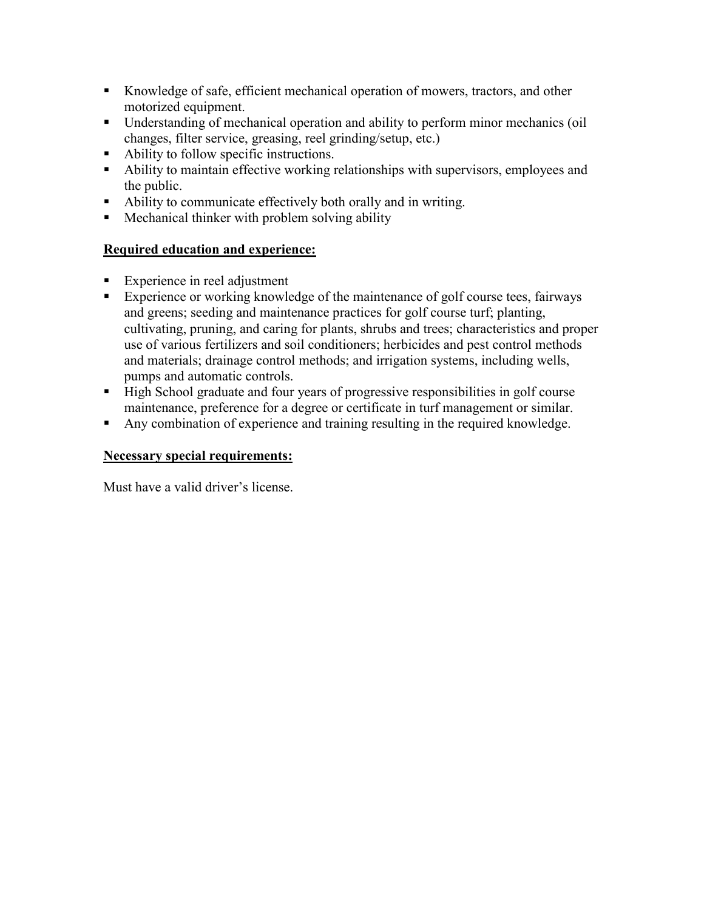- Knowledge of safe, efficient mechanical operation of mowers, tractors, and other motorized equipment.
- Understanding of mechanical operation and ability to perform minor mechanics (oil changes, filter service, greasing, reel grinding/setup, etc.)
- Ability to follow specific instructions.
- Ability to maintain effective working relationships with supervisors, employees and the public.
- Ability to communicate effectively both orally and in writing.
- Mechanical thinker with problem solving ability

**Required education and experience:**

- Experience in reel adjustment
- Experience or working knowledge of the maintenance of golf course tees, fairways and greens; seeding and maintenance practices for golf course turf; planting, cultivating, pruning, and caring for plants, shrubs and trees; characteristics and proper use of various fertilizers and soil conditioners; herbicides and pest control methods and materials; drainage control methods; and irrigation systems, including wells, pumps and automatic controls.
- High School graduate and four years of progressive responsibilities in golf course maintenance, preference for a degree or certificate in turf management or similar.
- Any combination of experience and training resulting in the required knowledge.

**Necessary special requirements:**

Must have a valid driver's license.